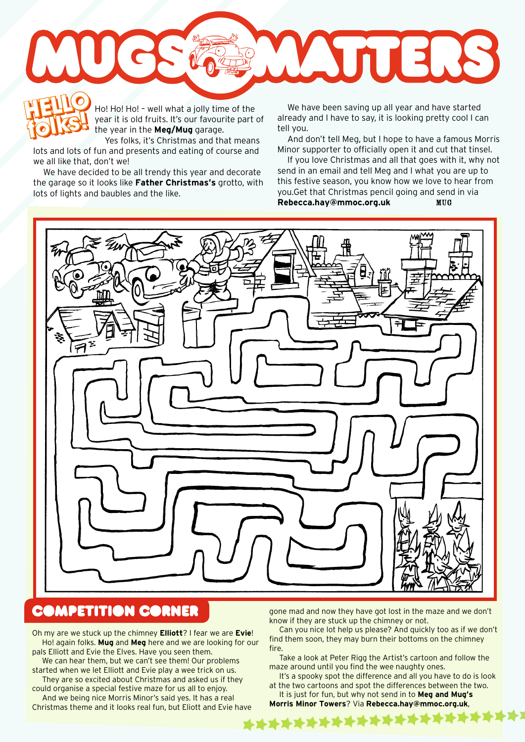# MUGS MATTERS

## HELLO folks!

Ho! Ho! Ho! – well what a jolly time of the year it is old fruits. It's our favourite part of the year in the **Meg/Mug** garage.

Yes folks, it's Christmas and that means lots and lots of fun and presents and eating of course and we all like that, don't we!

We have decided to be all trendy this year and decorate the garage so it looks like **Father Christmas's** grotto, with lots of lights and baubles and the like.

We have been saving up all year and have started already and I have to say, it is looking pretty cool I can tell you.

And don't tell Meg, but I hope to have a famous Morris Minor supporter to officially open it and cut that tinsel.

If you love Christmas and all that goes with it, why not send in an email and tell Meg and I what you are up to this festive season, you know how we love to hear from you.Get that Christmas pencil going and send in via **Rebecca.hay@mmoc.org.uk** MUG

## COMPETITION CORNER

Oh my are we stuck up the chimney **Elliott**? I fear we are **Evie**!

Ho! again folks. **Mug** and **Meg** here and we are looking for our pals Elliott and Evie the Elves. Have you seen them.

We can hear them, but we can't see them! Our problems started when we let Elliott and Evie play a wee trick on us.

They are so excited about Christmas and asked us if they could organise a special festive maze for us all to enjoy.

And we being nice Morris Minor's said yes. It has a real Christmas theme and it looks real fun, but Eliott and Evie have gone mad and now they have got lost in the maze and we don't know if they are stuck up the chimney or not.

Can you nice lot help us please? And quickly too as if we don't find them soon, they may burn their bottoms on the chimney fire.

Take a look at Peter Rigg the Artist's cartoon and follow the maze around until you find the wee naughty ones.

It's a spooky spot the difference and all you have to do is look at the two cartoons and spot the differences between the two.

It is just for fun, but why not send in to **Meg and Mug's Morris Minor Towers**? Via **Rebecca.hay@mmoc.org.uk**,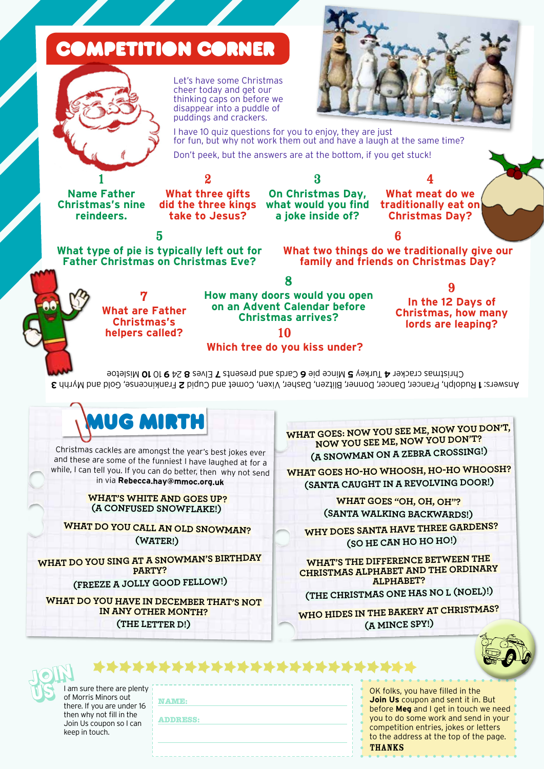# COMPETITION CORNER

Let's have some Christmas cheer today and get our thinking caps on before we disappear into a puddle of puddings and crackers.

I have 10 quiz questions for you to enjoy, they are just for fun, but why not work them out and have a laugh at the same time?

Don't peek, but the answers are at the bottom, if you get stuck!

**1** Name Father Christmas's nine reindeers.

**2** What three gifts did the three kings take to Jesus?

**3** On Christmas Day, what would you find a joke inside of?

**4** What meat do we traditionally eat on Christmas Day?

**5** What type of pie is typically left out for Father Christmas on Christmas Eve?

**6** What two things do we traditionally give our family and friends on Christmas Day?

**7** What are Father Christmas's helpers called?

**8** How many doors would you open on an Advent Calendar before Christmas arrives?

**9** In the 12 Days of Christmas, how many lords are leaping?

**10** Which tree do you kiss under?

Answers: **1** Rudolph, Prancer, Dancer, Donner, Blitzen, Dasher, Vixen, Comet and Cupid **2** Frankincense, Gold and Myrrh **3** Christmas cracker **4** Turkey **5** Mince pie **6** Cards and presents **7** Elves **8** 24 **9** 10 **10** Mistletoe

## MUG MIRTH

Christmas cackles are amongst the year's best jokes ever and these are some of the funniest I have laughed at for a while, I can tell you. If you can do better, then why not send in via **Rebecca.hay@mmoc.org.uk**

WHAT'S WHITE AND GOES UP?
(A CONFUSED SNOWFLAKE!)

WHAT DO YOU CALL AN OLD SNOWMAN?
(WATER!)

WHAT DO YOU SING AT A SNOWMAN'S BIRTHDAY PARTY?
(FREEZE A JOLLY GOOD FELLOW!)

WHAT DO YOU HAVE IN DECEMBER THAT'S NOT IN ANY OTHER MONTH?
(THE LETTER D!)

WHAT GOES: NOW YOU SEE ME, NOW YOU DON'T, NOW YOU SEE ME, NOW YOU DON'T?
(A SNOWMAN ON A ZEBRA CROSSING!)

WHAT GOES HO-HO WHOOSH, HO-HO WHOOSH?
(SANTA CAUGHT IN A REVOLVING DOOR!)

WHAT GOES "OH, OH, OH"?
(SANTA WALKING BACKWARDS!)

WHY DOES SANTA HAVE THREE GARDENS?
(SO HE CAN HO HO HO!)

WHAT'S THE DIFFERENCE BETWEEN THE CHRISTMAS ALPHABET AND THE ORDINARY ALPHABET?
(THE CHRISTMAS ONE HAS NO L (NOEL)!)

WHO HIDES IN THE BAKERY AT CHRISTMAS?
(A MINCE SPY!)

## JOIN US

I am sure there are plenty of Morris Minors out there. If you are under 16 then why not fill in the Join Us coupon so I can keep in touch.

NAME:

ADDRESS:

OK folks, you have filled in the **Join Us** coupon and sent it in. But before **Meg** and I get in touch we need you to do some work and send in your competition entries, jokes or letters to the address at the top of the page.
**THANKS**